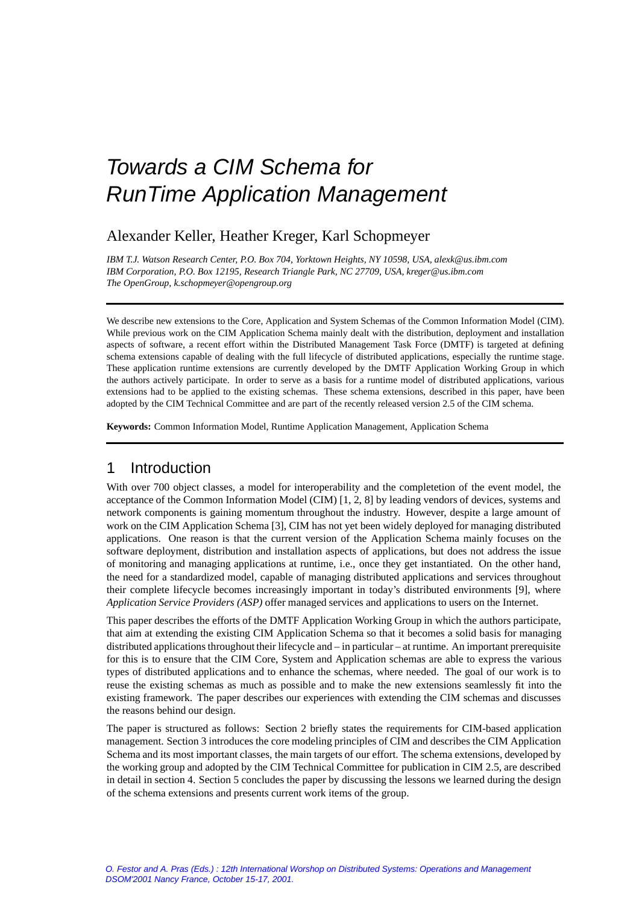// Towards a CIM Schema for RunTime Application Management

Alexander Keller, Heather Kreger, Karl Schopmeyer

*IBM T.J. Watson Research Center, P.O. Box 704, Yorktown Heights, NY 10598, USA, alexk@us.ibm.com*
*IBM Corporation, P.O. Box 12195, Research Triangle Park, NC 27709, USA, kreger@us.ibm.com*
*The OpenGroup, k.schopmeyer@opengroup.org*

We describe new extensions to the Core, Application and System Schemas of the Common Information Model (CIM). While previous work on the CIM Application Schema mainly dealt with the distribution, deployment and installation aspects of software, a recent effort within the Distributed Management Task Force (DMTF) is targeted at defining schema extensions capable of dealing with the full lifecycle of distributed applications, especially the runtime stage. These application runtime extensions are currently developed by the DMTF Application Working Group in which the authors actively participate. In order to serve as a basis for a runtime model of distributed applications, various extensions had to be applied to the existing schemas. These schema extensions, described in this paper, have been adopted by the CIM Technical Committee and are part of the recently released version 2.5 of the CIM schema.

**Keywords:** Common Information Model, Runtime Application Management, Application Schema

## 1 Introduction

With over 700 object classes, a model for interoperability and the completetion of the event model, the acceptance of the Common Information Model (CIM) [1, 2, 8] by leading vendors of devices, systems and network components is gaining momentum throughout the industry. However, despite a large amount of work on the CIM Application Schema [3], CIM has not yet been widely deployed for managing distributed applications. One reason is that the current version of the Application Schema mainly focuses on the software deployment, distribution and installation aspects of applications, but does not address the issue of monitoring and managing applications at runtime, i.e., once they get instantiated. On the other hand, the need for a standardized model, capable of managing distributed applications and services throughout their complete lifecycle becomes increasingly important in today's distributed environments [9], where *Application Service Providers (ASP)* offer managed services and applications to users on the Internet.

This paper describes the efforts of the DMTF Application Working Group in which the authors participate, that aim at extending the existing CIM Application Schema so that it becomes a solid basis for managing distributed applications throughout their lifecycle and – in particular – at runtime. An important prerequisite for this is to ensure that the CIM Core, System and Application schemas are able to express the various types of distributed applications and to enhance the schemas, where needed. The goal of our work is to reuse the existing schemas as much as possible and to make the new extensions seamlessly fit into the existing framework. The paper describes our experiences with extending the CIM schemas and discusses the reasons behind our design.

The paper is structured as follows: Section 2 briefly states the requirements for CIM-based application management. Section 3 introduces the core modeling principles of CIM and describes the CIM Application Schema and its most important classes, the main targets of our effort. The schema extensions, developed by the working group and adopted by the CIM Technical Committee for publication in CIM 2.5, are described in detail in section 4. Section 5 concludes the paper by discussing the lessons we learned during the design of the schema extensions and presents current work items of the group.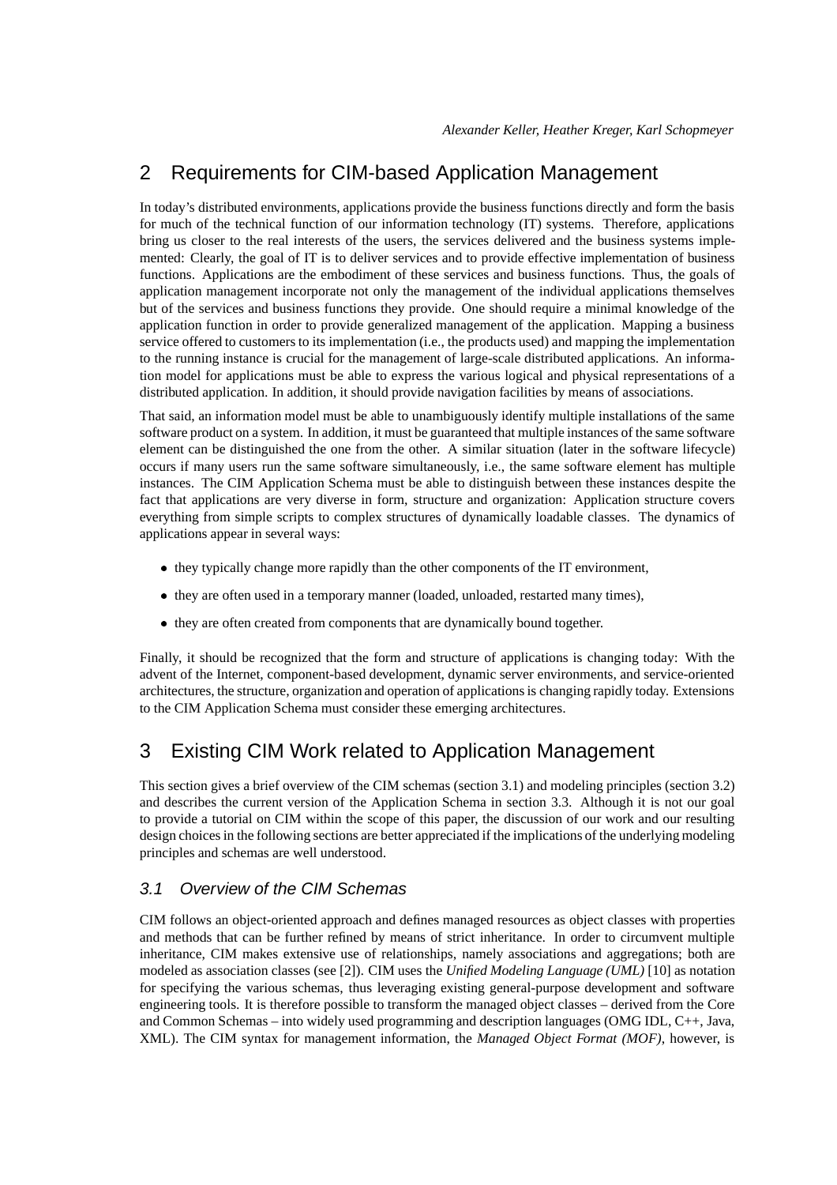## 2 Requirements for CIM-based Application Management

In today's distributed environments, applications provide the business functions directly and form the basis for much of the technical function of our information technology (IT) systems. Therefore, applications bring us closer to the real interests of the users, the services delivered and the business systems implemented: Clearly, the goal of IT is to deliver services and to provide effective implementation of business functions. Applications are the embodiment of these services and business functions. Thus, the goals of application management incorporate not only the management of the individual applications themselves but of the services and business functions they provide. One should require a minimal knowledge of the application function in order to provide generalized management of the application. Mapping a business service offered to customers to its implementation (i.e., the products used) and mapping the implementation to the running instance is crucial for the management of large-scale distributed applications. An information model for applications must be able to express the various logical and physical representations of a distributed application. In addition, it should provide navigation facilities by means of associations.

That said, an information model must be able to unambiguously identify multiple installations of the same software product on a system. In addition, it must be guaranteed that multiple instances of the same software element can be distinguished the one from the other. A similar situation (later in the software lifecycle) occurs if many users run the same software simultaneously, i.e., the same software element has multiple instances. The CIM Application Schema must be able to distinguish between these instances despite the fact that applications are very diverse in form, structure and organization: Application structure covers everything from simple scripts to complex structures of dynamically loadable classes. The dynamics of applications appear in several ways:

- they typically change more rapidly than the other components of the IT environment,
- they are often used in a temporary manner (loaded, unloaded, restarted many times),
- they are often created from components that are dynamically bound together.

Finally, it should be recognized that the form and structure of applications is changing today: With the advent of the Internet, component-based development, dynamic server environments, and service-oriented architectures, the structure, organization and operation of applications is changing rapidly today. Extensions to the CIM Application Schema must consider these emerging architectures.

## 3 Existing CIM Work related to Application Management

This section gives a brief overview of the CIM schemas (section 3.1) and modeling principles (section 3.2) and describes the current version of the Application Schema in section 3.3. Although it is not our goal to provide a tutorial on CIM within the scope of this paper, the discussion of our work and our resulting design choices in the following sections are better appreciated if the implications of the underlying modeling principles and schemas are well understood.

### 3.1 Overview of the CIM Schemas

CIM follows an object-oriented approach and defines managed resources as object classes with properties and methods that can be further refined by means of strict inheritance. In order to circumvent multiple inheritance, CIM makes extensive use of relationships, namely associations and aggregations; both are modeled as association classes (see [2]). CIM uses the *Unified Modeling Language (UML)* [10] as notation for specifying the various schemas, thus leveraging existing general-purpose development and software engineering tools. It is therefore possible to transform the managed object classes – derived from the Core and Common Schemas – into widely used programming and description languages (OMG IDL, C++, Java, XML). The CIM syntax for management information, the *Managed Object Format (MOF)*, however, is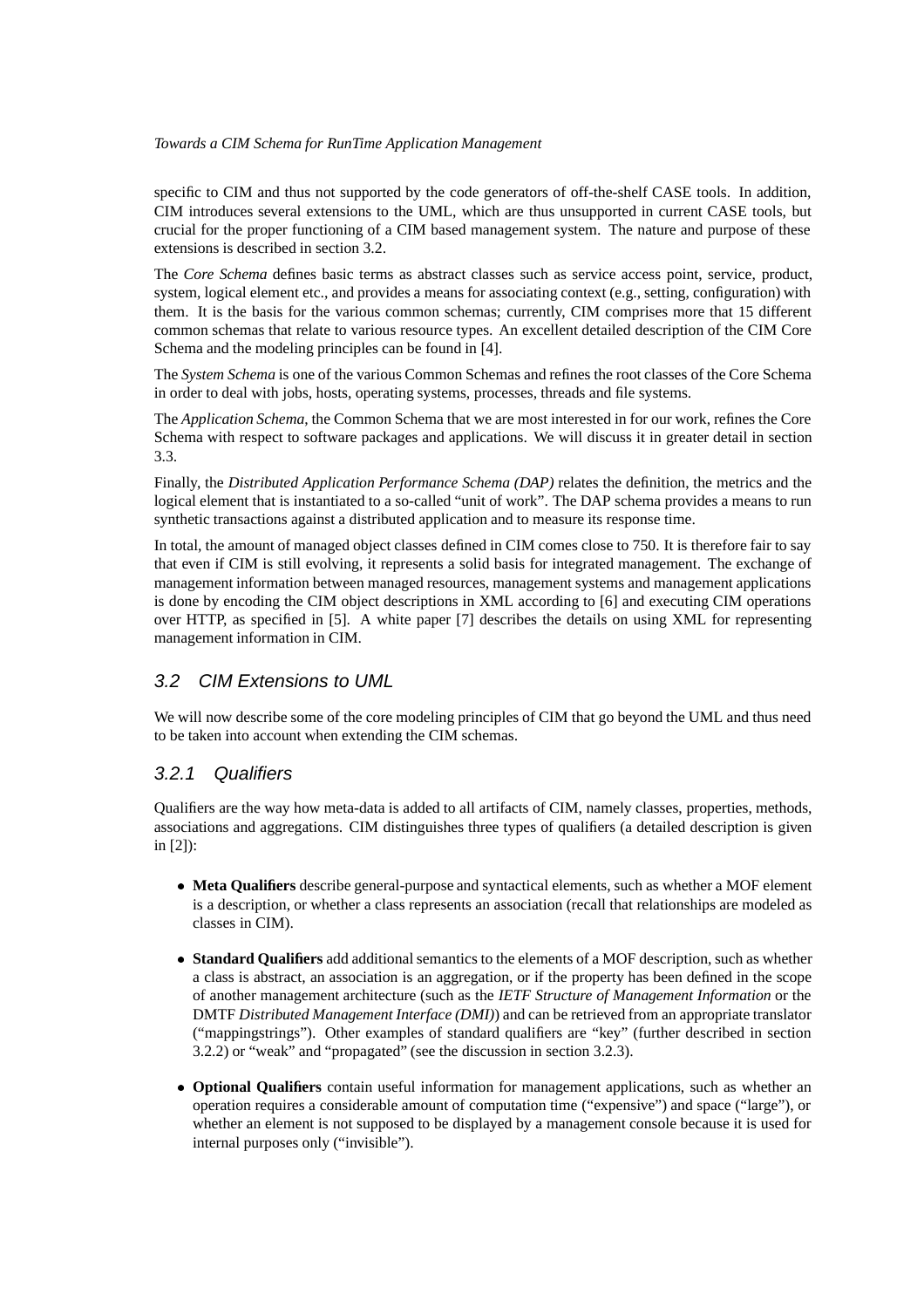specific to CIM and thus not supported by the code generators of off-the-shelf CASE tools. In addition, CIM introduces several extensions to the UML, which are thus unsupported in current CASE tools, but crucial for the proper functioning of a CIM based management system. The nature and purpose of these extensions is described in section 3.2.

The *Core Schema* defines basic terms as abstract classes such as service access point, service, product, system, logical element etc., and provides a means for associating context (e.g., setting, configuration) with them. It is the basis for the various common schemas; currently, CIM comprises more that 15 different common schemas that relate to various resource types. An excellent detailed description of the CIM Core Schema and the modeling principles can be found in [4].

The *System Schema* is one of the various Common Schemas and refines the root classes of the Core Schema in order to deal with jobs, hosts, operating systems, processes, threads and file systems.

The *Application Schema*, the Common Schema that we are most interested in for our work, refines the Core Schema with respect to software packages and applications. We will discuss it in greater detail in section 3.3.

Finally, the *Distributed Application Performance Schema (DAP)* relates the definition, the metrics and the logical element that is instantiated to a so-called "unit of work". The DAP schema provides a means to run synthetic transactions against a distributed application and to measure its response time.

In total, the amount of managed object classes defined in CIM comes close to 750. It is therefore fair to say that even if CIM is still evolving, it represents a solid basis for integrated management. The exchange of management information between managed resources, management systems and management applications is done by encoding the CIM object descriptions in XML according to [6] and executing CIM operations over HTTP, as specified in [5]. A white paper [7] describes the details on using XML for representing management information in CIM.

## 3.2 CIM Extensions to UML

We will now describe some of the core modeling principles of CIM that go beyond the UML and thus need to be taken into account when extending the CIM schemas.

### 3.2.1 Qualifiers

Qualifiers are the way how meta-data is added to all artifacts of CIM, namely classes, properties, methods, associations and aggregations. CIM distinguishes three types of qualifiers (a detailed description is given in [2]):

- **Meta Qualifiers** describe general-purpose and syntactical elements, such as whether a MOF element is a description, or whether a class represents an association (recall that relationships are modeled as classes in CIM).
- **Standard Qualifiers** add additional semantics to the elements of a MOF description, such as whether a class is abstract, an association is an aggregation, or if the property has been defined in the scope of another management architecture (such as the *IETF Structure of Management Information* or the DMTF *Distributed Management Interface (DMI)*) and can be retrieved from an appropriate translator ("mappingstrings"). Other examples of standard qualifiers are "key" (further described in section 3.2.2) or "weak" and "propagated" (see the discussion in section 3.2.3).
- **Optional Qualifiers** contain useful information for management applications, such as whether an operation requires a considerable amount of computation time ("expensive") and space ("large"), or whether an element is not supposed to be displayed by a management console because it is used for internal purposes only ("invisible").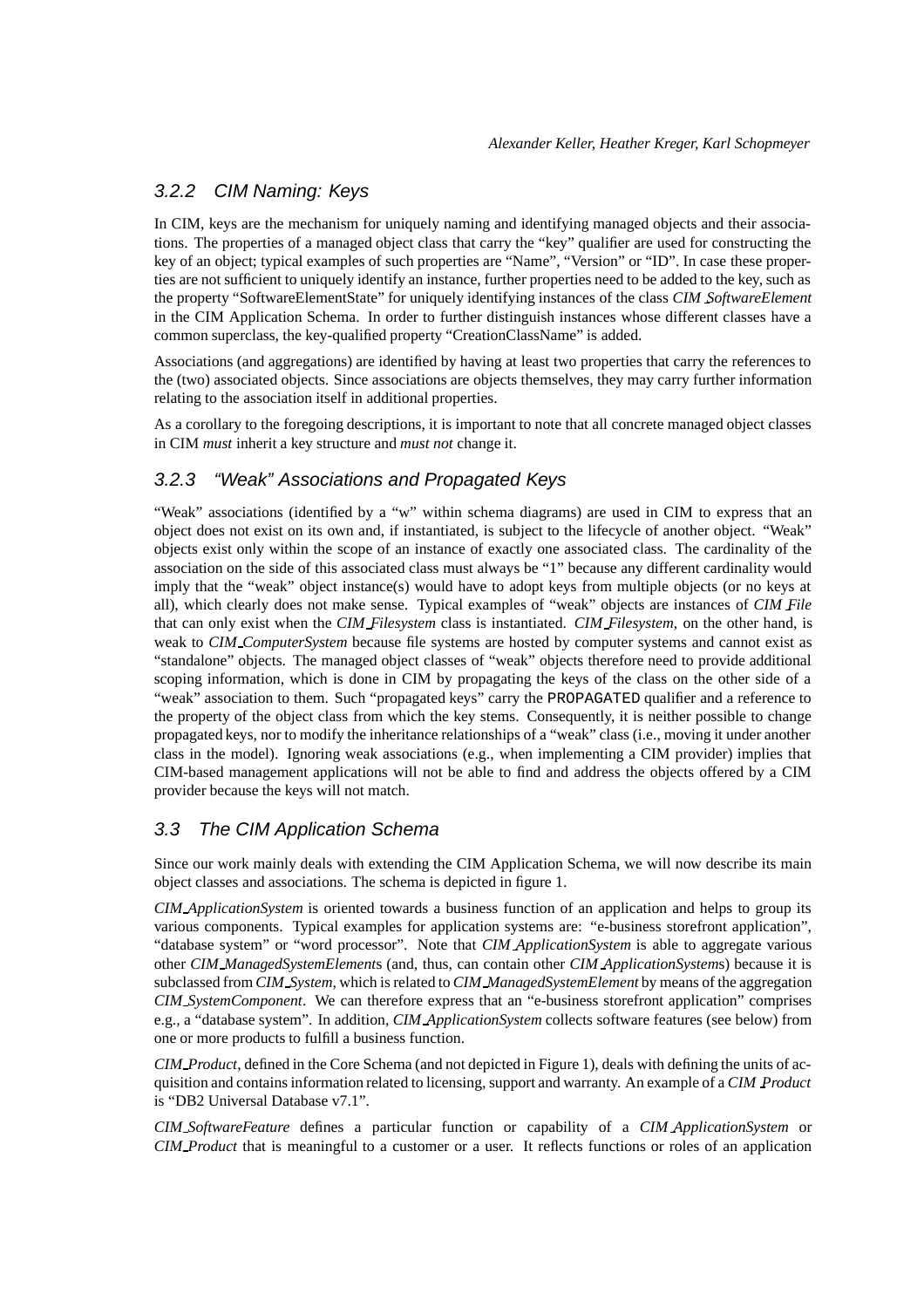### 3.2.2 CIM Naming: Keys

In CIM, keys are the mechanism for uniquely naming and identifying managed objects and their associations. The properties of a managed object class that carry the "key" qualifier are used for constructing the key of an object; typical examples of such properties are "Name", "Version" or "ID". In case these properties are not sufficient to uniquely identify an instance, further properties need to be added to the key, such as the property "SoftwareElementState" for uniquely identifying instances of the class *CIM_SoftwareElement* in the CIM Application Schema. In order to further distinguish instances whose different classes have a common superclass, the key-qualified property "CreationClassName" is added.

Associations (and aggregations) are identified by having at least two properties that carry the references to the (two) associated objects. Since associations are objects themselves, they may carry further information relating to the association itself in additional properties.

As a corollary to the foregoing descriptions, it is important to note that all concrete managed object classes in CIM *must* inherit a key structure and *must not* change it.

### 3.2.3 "Weak" Associations and Propagated Keys

"Weak" associations (identified by a "w" within schema diagrams) are used in CIM to express that an object does not exist on its own and, if instantiated, is subject to the lifecycle of another object. "Weak" objects exist only within the scope of an instance of exactly one associated class. The cardinality of the association on the side of this associated class must always be "1" because any different cardinality would imply that the "weak" object instance(s) would have to adopt keys from multiple objects (or no keys at all), which clearly does not make sense. Typical examples of "weak" objects are instances of *CIM_File* that can only exist when the *CIM_Filesystem* class is instantiated. *CIM_Filesystem*, on the other hand, is weak to *CIM_ComputerSystem* because file systems are hosted by computer systems and cannot exist as "standalone" objects. The managed object classes of "weak" objects therefore need to provide additional scoping information, which is done in CIM by propagating the keys of the class on the other side of a "weak" association to them. Such "propagated keys" carry the `PROPAGATED` qualifier and a reference to the property of the object class from which the key stems. Consequently, it is neither possible to change propagated keys, nor to modify the inheritance relationships of a "weak" class (i.e., moving it under another class in the model). Ignoring weak associations (e.g., when implementing a CIM provider) implies that CIM-based management applications will not be able to find and address the objects offered by a CIM provider because the keys will not match.

## 3.3 The CIM Application Schema

Since our work mainly deals with extending the CIM Application Schema, we will now describe its main object classes and associations. The schema is depicted in figure 1.

*CIM_ApplicationSystem* is oriented towards a business function of an application and helps to group its various components. Typical examples for application systems are: "e-business storefront application", "database system" or "word processor". Note that *CIM_ApplicationSystem* is able to aggregate various other *CIM_ManagedSystemElement*s (and, thus, can contain other *CIM_ApplicationSystem*s) because it is subclassed from *CIM_System*, which is related to *CIM_ManagedSystemElement* by means of the aggregation *CIM_SystemComponent*. We can therefore express that an "e-business storefront application" comprises e.g., a "database system". In addition, *CIM_ApplicationSystem* collects software features (see below) from one or more products to fulfill a business function.

*CIM_Product*, defined in the Core Schema (and not depicted in Figure 1), deals with defining the units of acquisition and contains information related to licensing, support and warranty. An example of a *CIM_Product* is "DB2 Universal Database v7.1".

*CIM_SoftwareFeature* defines a particular function or capability of a *CIM_ApplicationSystem* or *CIM_Product* that is meaningful to a customer or a user. It reflects functions or roles of an application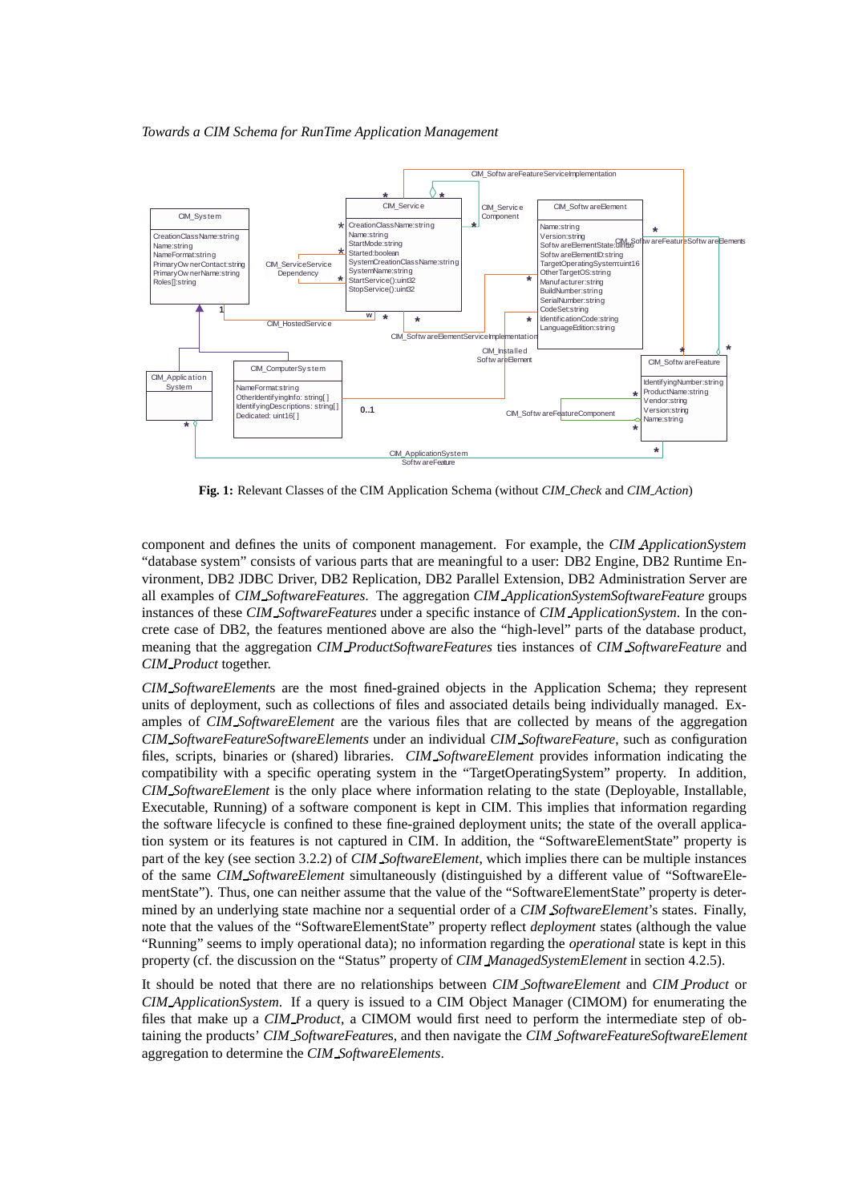**Fig. 1:** Relevant Classes of the CIM Application Schema (without *CIM_Check* and *CIM_Action*)

component and defines the units of component management. For example, the *CIM_ApplicationSystem* "database system" consists of various parts that are meaningful to a user: DB2 Engine, DB2 Runtime Environment, DB2 JDBC Driver, DB2 Replication, DB2 Parallel Extension, DB2 Administration Server are all examples of *CIM_SoftwareFeatures*. The aggregation *CIM_ApplicationSystemSoftwareFeature* groups instances of these *CIM_SoftwareFeatures* under a specific instance of *CIM_ApplicationSystem*. In the concrete case of DB2, the features mentioned above are also the "high-level" parts of the database product, meaning that the aggregation *CIM_ProductSoftwareFeatures* ties instances of *CIM_SoftwareFeature* and *CIM_Product* together.

*CIM_SoftwareElement*s are the most fined-grained objects in the Application Schema; they represent units of deployment, such as collections of files and associated details being individually managed. Examples of *CIM_SoftwareElement* are the various files that are collected by means of the aggregation *CIM_SoftwareFeatureSoftwareElements* under an individual *CIM_SoftwareFeature*, such as configuration files, scripts, binaries or (shared) libraries. *CIM_SoftwareElement* provides information indicating the compatibility with a specific operating system in the "TargetOperatingSystem" property. In addition, *CIM_SoftwareElement* is the only place where information relating to the state (Deployable, Installable, Executable, Running) of a software component is kept in CIM. This implies that information regarding the software lifecycle is confined to these fine-grained deployment units; the state of the overall application system or its features is not captured in CIM. In addition, the "SoftwareElementState" property is part of the key (see section 3.2.2) of *CIM_SoftwareElement*, which implies there can be multiple instances of the same *CIM_SoftwareElement* simultaneously (distinguished by a different value of "SoftwareElementState"). Thus, one can neither assume that the value of the "SoftwareElementState" property is determined by an underlying state machine nor a sequential order of a *CIM_SoftwareElement*'s states. Finally, note that the values of the "SoftwareElementState" property reflect *deployment* states (although the value "Running" seems to imply operational data); no information regarding the *operational* state is kept in this property (cf. the discussion on the "Status" property of *CIM_ManagedSystemElement* in section 4.2.5).

It should be noted that there are no relationships between *CIM_SoftwareElement* and *CIM_Product* or *CIM_ApplicationSystem*. If a query is issued to a CIM Object Manager (CIMOM) for enumerating the files that make up a *CIM_Product*, a CIMOM would first need to perform the intermediate step of obtaining the products' *CIM_SoftwareFeature*s, and then navigate the *CIM_SoftwareFeatureSoftwareElement* aggregation to determine the *CIM_SoftwareElements*.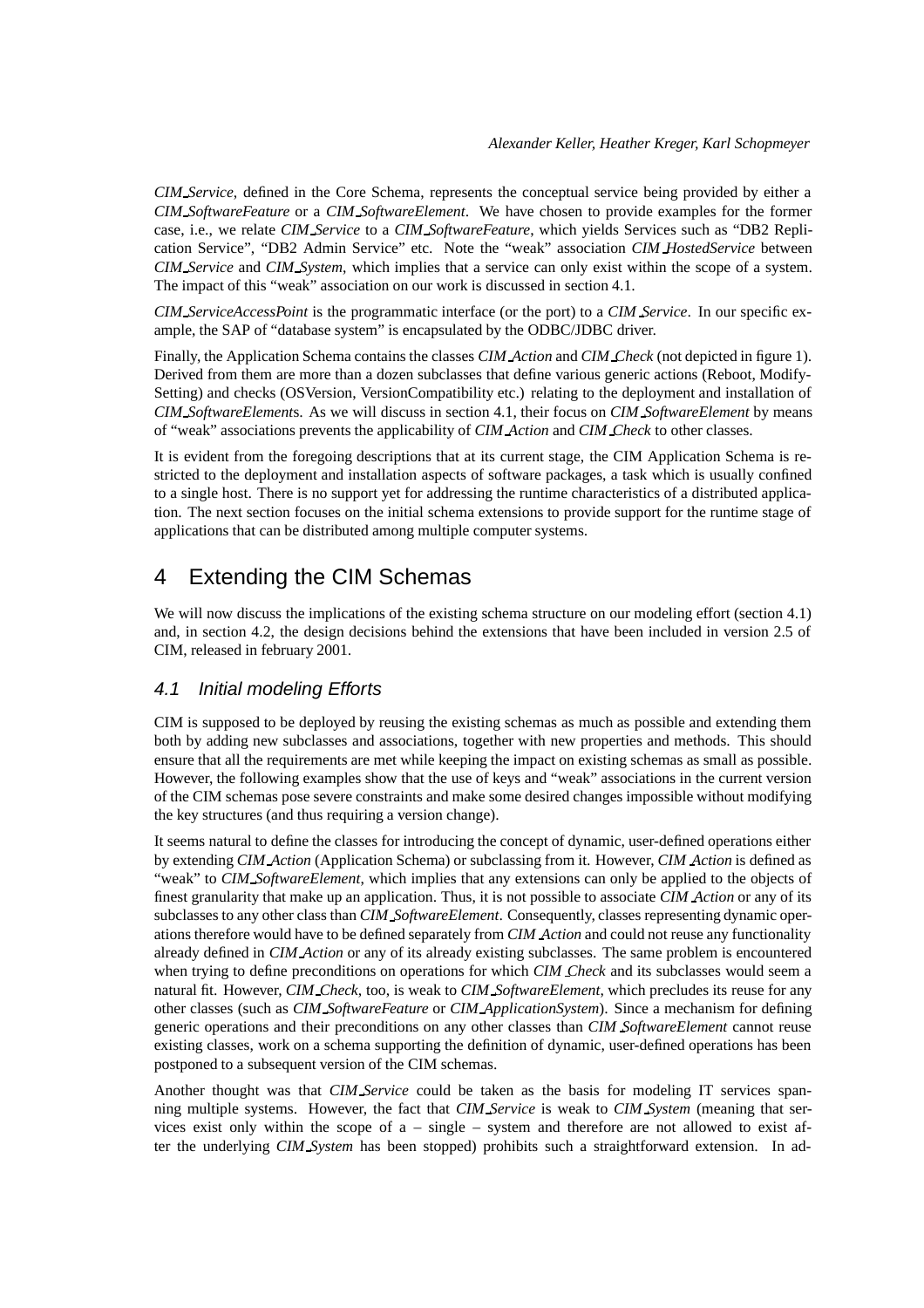*CIM_Service*, defined in the Core Schema, represents the conceptual service being provided by either a *CIM_SoftwareFeature* or a *CIM_SoftwareElement*. We have chosen to provide examples for the former case, i.e., we relate *CIM_Service* to a *CIM_SoftwareFeature*, which yields Services such as "DB2 Replication Service", "DB2 Admin Service" etc. Note the "weak" association *CIM_HostedService* between *CIM_Service* and *CIM_System*, which implies that a service can only exist within the scope of a system. The impact of this "weak" association on our work is discussed in section 4.1.

*CIM_ServiceAccessPoint* is the programmatic interface (or the port) to a *CIM_Service*. In our specific example, the SAP of "database system" is encapsulated by the ODBC/JDBC driver.

Finally, the Application Schema contains the classes *CIM_Action* and *CIM_Check* (not depicted in figure 1). Derived from them are more than a dozen subclasses that define various generic actions (Reboot, ModifySetting) and checks (OSVersion, VersionCompatibility etc.) relating to the deployment and installation of *CIM_SoftwareElement*s. As we will discuss in section 4.1, their focus on *CIM_SoftwareElement* by means of "weak" associations prevents the applicability of *CIM_Action* and *CIM_Check* to other classes.

It is evident from the foregoing descriptions that at its current stage, the CIM Application Schema is restricted to the deployment and installation aspects of software packages, a task which is usually confined to a single host. There is no support yet for addressing the runtime characteristics of a distributed application. The next section focuses on the initial schema extensions to provide support for the runtime stage of applications that can be distributed among multiple computer systems.

# 4 Extending the CIM Schemas

We will now discuss the implications of the existing schema structure on our modeling effort (section 4.1) and, in section 4.2, the design decisions behind the extensions that have been included in version 2.5 of CIM, released in february 2001.

## 4.1 Initial modeling Efforts

CIM is supposed to be deployed by reusing the existing schemas as much as possible and extending them both by adding new subclasses and associations, together with new properties and methods. This should ensure that all the requirements are met while keeping the impact on existing schemas as small as possible. However, the following examples show that the use of keys and "weak" associations in the current version of the CIM schemas pose severe constraints and make some desired changes impossible without modifying the key structures (and thus requiring a version change).

It seems natural to define the classes for introducing the concept of dynamic, user-defined operations either by extending *CIM_Action* (Application Schema) or subclassing from it. However, *CIM_Action* is defined as "weak" to *CIM_SoftwareElement*, which implies that any extensions can only be applied to the objects of finest granularity that make up an application. Thus, it is not possible to associate *CIM_Action* or any of its subclasses to any other class than *CIM_SoftwareElement*. Consequently, classes representing dynamic operations therefore would have to be defined separately from *CIM_Action* and could not reuse any functionality already defined in *CIM_Action* or any of its already existing subclasses. The same problem is encountered when trying to define preconditions on operations for which *CIM_Check* and its subclasses would seem a natural fit. However, *CIM_Check*, too, is weak to *CIM_SoftwareElement*, which precludes its reuse for any other classes (such as *CIM_SoftwareFeature* or *CIM_ApplicationSystem*). Since a mechanism for defining generic operations and their preconditions on any other classes than *CIM_SoftwareElement* cannot reuse existing classes, work on a schema supporting the definition of dynamic, user-defined operations has been postponed to a subsequent version of the CIM schemas.

Another thought was that *CIM_Service* could be taken as the basis for modeling IT services spanning multiple systems. However, the fact that *CIM_Service* is weak to *CIM_System* (meaning that services exist only within the scope of a – single – system and therefore are not allowed to exist after the underlying *CIM_System* has been stopped) prohibits such a straightforward extension. In ad-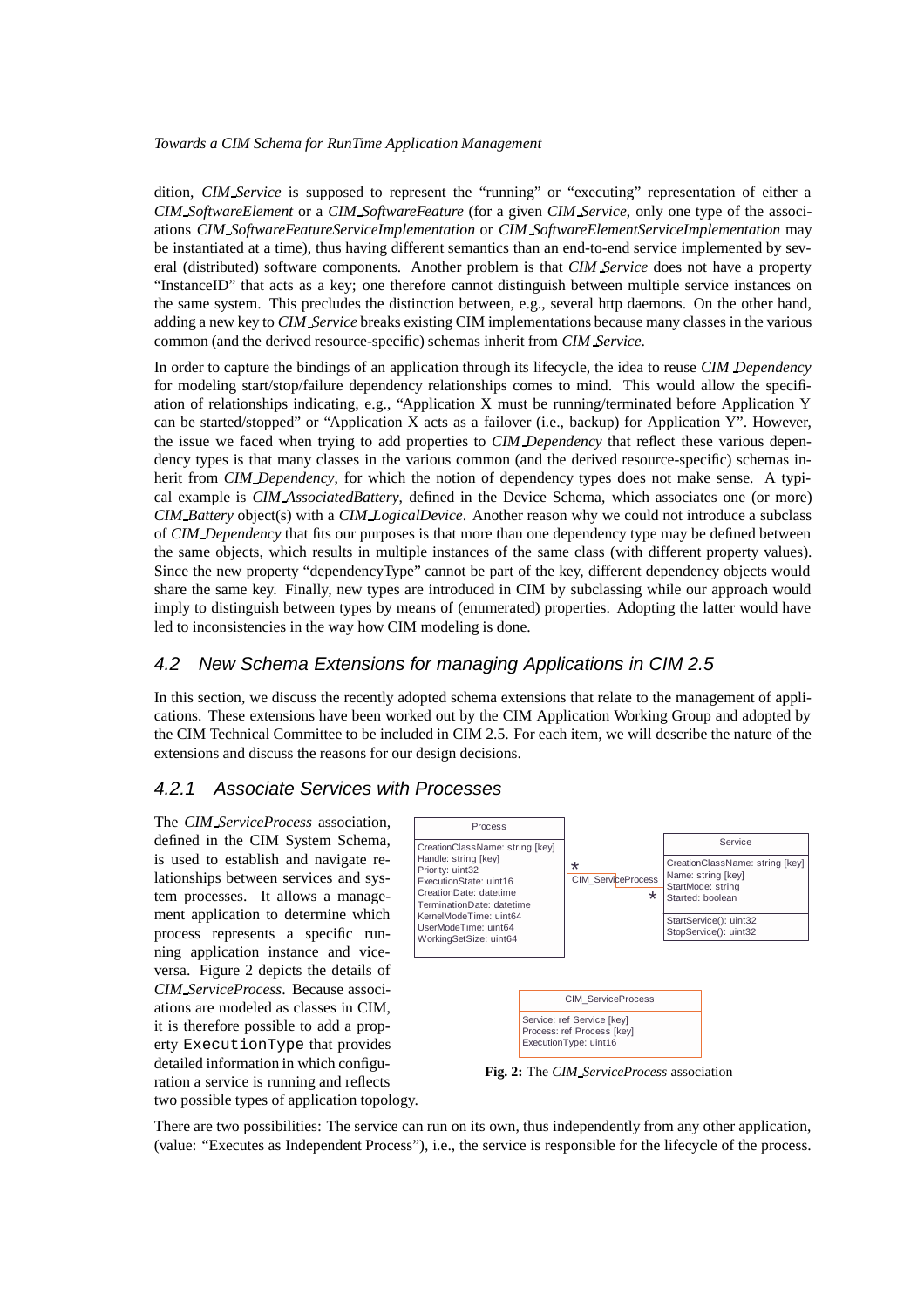dition, *CIM_Service* is supposed to represent the "running" or "executing" representation of either a *CIM_SoftwareElement* or a *CIM_SoftwareFeature* (for a given *CIM_Service*, only one type of the associations *CIM_SoftwareFeatureServiceImplementation* or *CIM_SoftwareElementServiceImplementation* may be instantiated at a time), thus having different semantics than an end-to-end service implemented by several (distributed) software components. Another problem is that *CIM_Service* does not have a property "InstanceID" that acts as a key; one therefore cannot distinguish between multiple service instances on the same system. This precludes the distinction between, e.g., several http daemons. On the other hand, adding a new key to *CIM_Service* breaks existing CIM implementations because many classes in the various common (and the derived resource-specific) schemas inherit from *CIM_Service*.

In order to capture the bindings of an application through its lifecycle, the idea to reuse *CIM_Dependency* for modeling start/stop/failure dependency relationships comes to mind. This would allow the specification of relationships indicating, e.g., "Application X must be running/terminated before Application Y can be started/stopped" or "Application X acts as a failover (i.e., backup) for Application Y". However, the issue we faced when trying to add properties to *CIM_Dependency* that reflect these various dependency types is that many classes in the various common (and the derived resource-specific) schemas inherit from *CIM_Dependency*, for which the notion of dependency types does not make sense. A typical example is *CIM_AssociatedBattery*, defined in the Device Schema, which associates one (or more) *CIM_Battery* object(s) with a *CIM_LogicalDevice*. Another reason why we could not introduce a subclass of *CIM_Dependency* that fits our purposes is that more than one dependency type may be defined between the same objects, which results in multiple instances of the same class (with different property values). Since the new property "dependencyType" cannot be part of the key, different dependency objects would share the same key. Finally, new types are introduced in CIM by subclassing while our approach would imply to distinguish between types by means of (enumerated) properties. Adopting the latter would have led to inconsistencies in the way how CIM modeling is done.

## 4.2 New Schema Extensions for managing Applications in CIM 2.5

In this section, we discuss the recently adopted schema extensions that relate to the management of applications. These extensions have been worked out by the CIM Application Working Group and adopted by the CIM Technical Committee to be included in CIM 2.5. For each item, we will describe the nature of the extensions and discuss the reasons for our design decisions.

### 4.2.1 Associate Services with Processes

The *CIM_ServiceProcess* association, defined in the CIM System Schema, is used to establish and navigate relationships between services and system processes. It allows a management application to determine which process represents a specific running application instance and vice-versa. Figure 2 depicts the details of *CIM_ServiceProcess*. Because associations are modeled as classes in CIM, it is therefore possible to add a property `ExecutionType` that provides detailed information in which configuration a service is running and reflects two possible types of application topology.

**Process**
- CreationClassName: string [key]
- Handle: string [key]
- Priority: uint32
- ExecutionState: uint16
- CreationDate: datetime
- TerminationDate: datetime
- KernelModeTime: uint64
- UserModeTime: uint64
- WorkingSetSize: uint64

**Service**
- CreationClassName: string [key]
- Name: string [key]
- StartMode: string
- Started: boolean
- StartService(): uint32
- StopService(): uint32

Process * — CIM_ServiceProcess — * Service

**CIM_ServiceProcess**
- Service: ref Service [key]
- Process: ref Process [key]
- ExecutionType: uint16

**Fig. 2:** The *CIM_ServiceProcess* association

There are two possibilities: The service can run on its own, thus independently from any other application, (value: "Executes as Independent Process"), i.e., the service is responsible for the lifecycle of the process.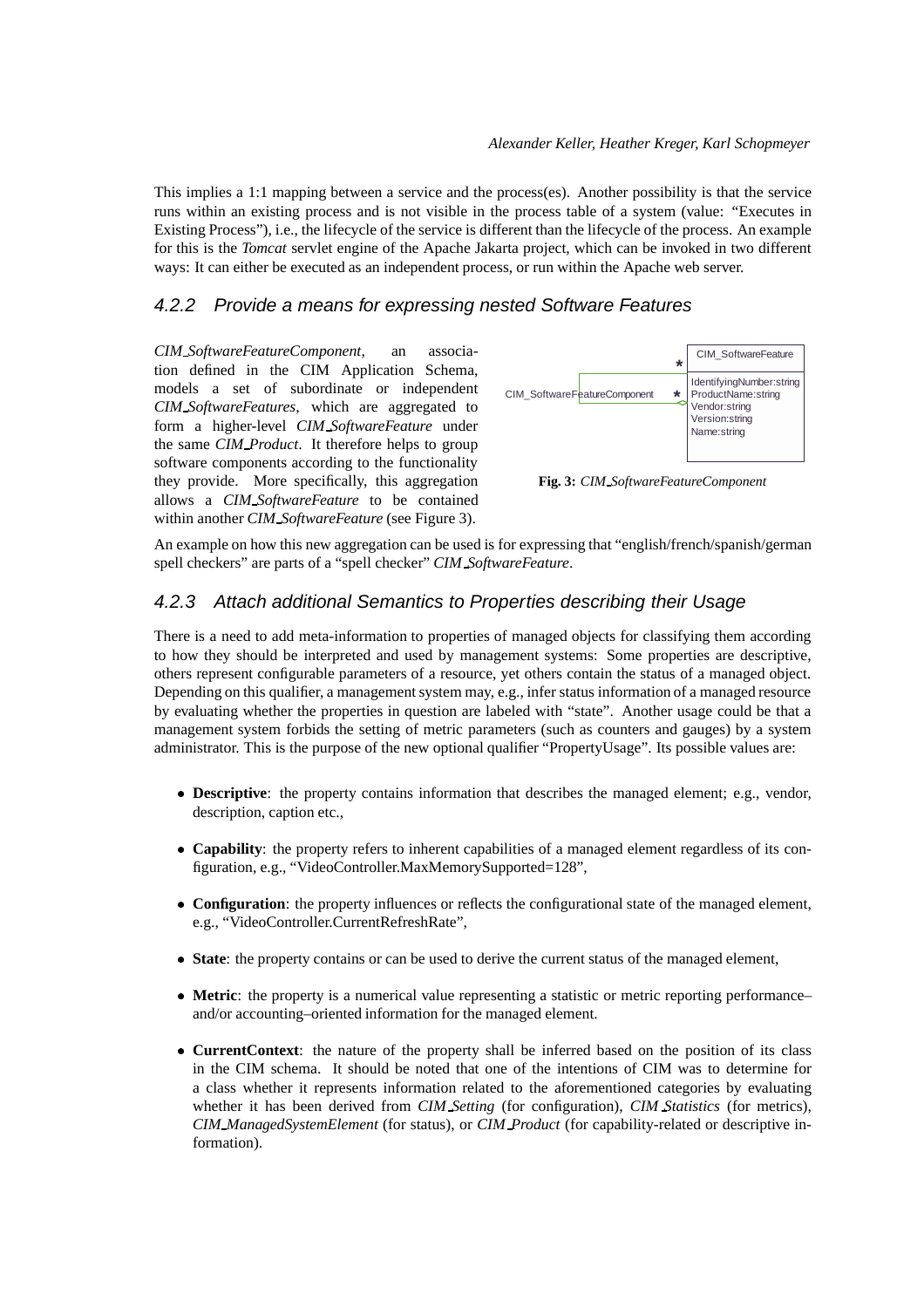This implies a 1:1 mapping between a service and the process(es). Another possibility is that the service runs within an existing process and is not visible in the process table of a system (value: "Executes in Existing Process"), i.e., the lifecycle of the service is different than the lifecycle of the process. An example for this is the *Tomcat* servlet engine of the Apache Jakarta project, which can be invoked in two different ways: It can either be executed as an independent process, or run within the Apache web server.

### 4.2.2 Provide a means for expressing nested Software Features

*CIM_SoftwareFeatureComponent*, an association defined in the CIM Application Schema, models a set of subordinate or independent *CIM_SoftwareFeatures*, which are aggregated to form a higher-level *CIM_SoftwareFeature* under the same *CIM_Product*. It therefore helps to group software components according to the functionality they provide. More specifically, this aggregation allows a *CIM_SoftwareFeature* to be contained within another *CIM_SoftwareFeature* (see Figure 3).

CIM_SoftwareFeatureComponent — * — * — CIM_SoftwareFeature (IdentifyingNumber:string, ProductName:string, Vendor:string, Version:string, Name:string)

**Fig. 3:** *CIM_SoftwareFeatureComponent*

An example on how this new aggregation can be used is for expressing that "english/french/spanish/german spell checkers" are parts of a "spell checker" *CIM_SoftwareFeature*.

### 4.2.3 Attach additional Semantics to Properties describing their Usage

There is a need to add meta-information to properties of managed objects for classifying them according to how they should be interpreted and used by management systems: Some properties are descriptive, others represent configurable parameters of a resource, yet others contain the status of a managed object. Depending on this qualifier, a management system may, e.g., infer status information of a managed resource by evaluating whether the properties in question are labeled with "state". Another usage could be that a management system forbids the setting of metric parameters (such as counters and gauges) by a system administrator. This is the purpose of the new optional qualifier "PropertyUsage". Its possible values are:

- **Descriptive**: the property contains information that describes the managed element; e.g., vendor, description, caption etc.,
- **Capability**: the property refers to inherent capabilities of a managed element regardless of its configuration, e.g., "VideoController.MaxMemorySupported=128",
- **Configuration**: the property influences or reflects the configurational state of the managed element, e.g., "VideoController.CurrentRefreshRate",
- **State**: the property contains or can be used to derive the current status of the managed element,
- **Metric**: the property is a numerical value representing a statistic or metric reporting performance– and/or accounting–oriented information for the managed element.
- **CurrentContext**: the nature of the property shall be inferred based on the position of its class in the CIM schema. It should be noted that one of the intentions of CIM was to determine for a class whether it represents information related to the aforementioned categories by evaluating whether it has been derived from *CIM_Setting* (for configuration), *CIM_Statistics* (for metrics), *CIM_ManagedSystemElement* (for status), or *CIM_Product* (for capability-related or descriptive information).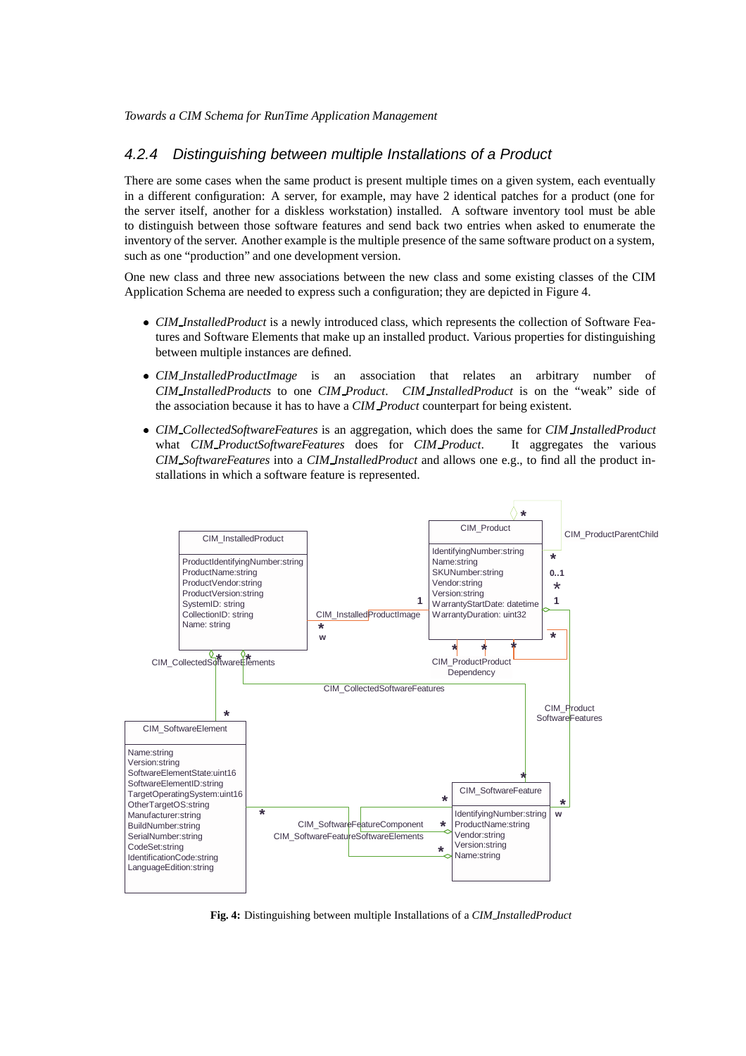### 4.2.4 Distinguishing between multiple Installations of a Product

There are some cases when the same product is present multiple times on a given system, each eventually in a different configuration: A server, for example, may have 2 identical patches for a product (one for the server itself, another for a diskless workstation) installed. A software inventory tool must be able to distinguish between those software features and send back two entries when asked to enumerate the inventory of the server. Another example is the multiple presence of the same software product on a system, such as one "production" and one development version.

One new class and three new associations between the new class and some existing classes of the CIM Application Schema are needed to express such a configuration; they are depicted in Figure 4.

- *CIM_InstalledProduct* is a newly introduced class, which represents the collection of Software Features and Software Elements that make up an installed product. Various properties for distinguishing between multiple instances are defined.
- *CIM_InstalledProductImage* is an association that relates an arbitrary number of *CIM_InstalledProducts* to one *CIM_Product*. *CIM_InstalledProduct* is on the "weak" side of the association because it has to have a *CIM_Product* counterpart for being existent.
- *CIM_CollectedSoftwareFeatures* is an aggregation, which does the same for *CIM_InstalledProduct* what *CIM_ProductSoftwareFeatures* does for *CIM_Product*. It aggregates the various *CIM_SoftwareFeatures* into a *CIM_InstalledProduct* and allows one e.g., to find all the product installations in which a software feature is represented.

**Fig. 4:** Distinguishing between multiple Installations of a *CIM_InstalledProduct*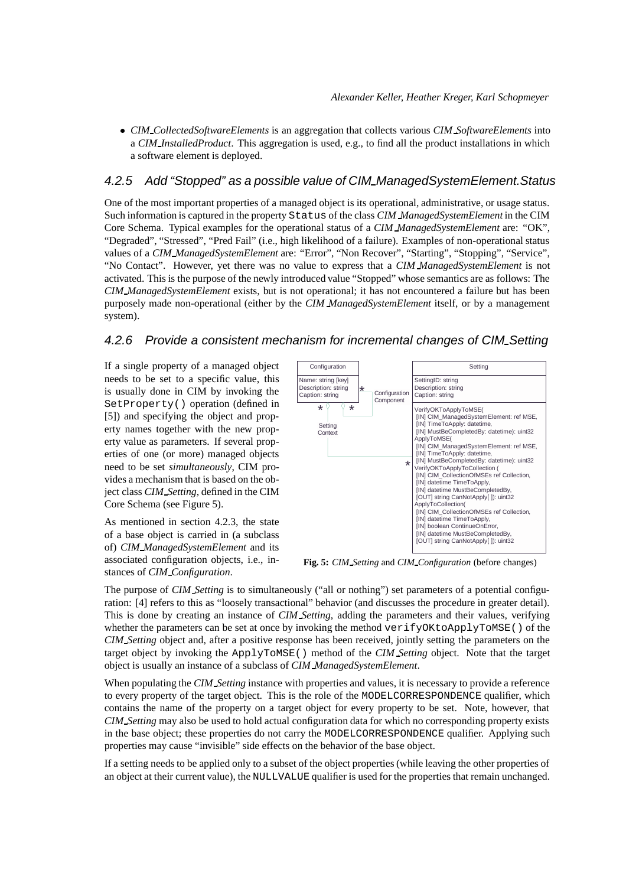- *CIM_CollectedSoftwareElements* is an aggregation that collects various *CIM_SoftwareElements* into a *CIM_InstalledProduct*. This aggregation is used, e.g., to find all the product installations in which a software element is deployed.

### 4.2.5 Add "Stopped" as a possible value of CIM_ManagedSystemElement.Status

One of the most important properties of a managed object is its operational, administrative, or usage status. Such information is captured in the property `Status` of the class *CIM_ManagedSystemElement* in the CIM Core Schema. Typical examples for the operational status of a *CIM_ManagedSystemElement* are: "OK", "Degraded", "Stressed", "Pred Fail" (i.e., high likelihood of a failure). Examples of non-operational status values of a *CIM_ManagedSystemElement* are: "Error", "Non Recover", "Starting", "Stopping", "Service", "No Contact". However, yet there was no value to express that a *CIM_ManagedSystemElement* is not activated. This is the purpose of the newly introduced value "Stopped" whose semantics are as follows: The *CIM_ManagedSystemElement* exists, but is not operational; it has not encountered a failure but has been purposely made non-operational (either by the *CIM_ManagedSystemElement* itself, or by a management system).

### 4.2.6 Provide a consistent mechanism for incremental changes of CIM_Setting

If a single property of a managed object needs to be set to a specific value, this is usually done in CIM by invoking the `SetProperty()` operation (defined in [5]) and specifying the object and property names together with the new property value as parameters. If several properties of one (or more) managed objects need to be set *simultaneously*, CIM provides a mechanism that is based on the object class *CIM_Setting*, defined in the CIM Core Schema (see Figure 5).

As mentioned in section 4.2.3, the state of a base object is carried in (a subclass of) *CIM_ManagedSystemElement* and its associated configuration objects, i.e., instances of *CIM_Configuration*.

```
Configuration
-----------------------------
Name: string [key]
Description: string
Caption: string

Setting
-----------------------------
SettingID: string
Description: string
Caption: string
-----------------------------
VerifyOKToApplyToMSE(
 [IN] CIM_ManagedSystemElement: ref MSE,
 [IN] TimeToApply: datetime,
 [IN] MustBeCompletedBy: datetime): uint32
ApplyToMSE(
 [IN] CIM_ManagedSystemElement: ref MSE,
 [IN] TimeToApply: datetime,
 [IN] MustBeCompletedBy: datetime): uint32
VerifyOKToApplyToCollection (
 [IN] CIM_CollectionOfMSEs ref Collection,
 [IN] datetime TimeToApply,
 [IN] datetime MustBeCompletedBy,
 [OUT] string CanNotApply[ ]): uint32
ApplyToCollection(
 [IN] CIM_CollectionOfMSEs ref Collection,
 [IN] datetime TimeToApply,
 [IN] boolean ContinueOnError,
 [IN] datetime MustBeCompletedBy,
 [OUT] string CanNotApply[ ]): uint32

Associations: Configuration Component (Configuration * -- * Configuration),
              Setting Context (Configuration * -- * Setting)
```

**Fig. 5:** *CIM_Setting* and *CIM_Configuration* (before changes)

The purpose of *CIM_Setting* is to simultaneously ("all or nothing") set parameters of a potential configuration: [4] refers to this as "loosely transactional" behavior (and discusses the procedure in greater detail). This is done by creating an instance of *CIM_Setting*, adding the parameters and their values, verifying whether the parameters can be set at once by invoking the method `verifyOKtoApplyToMSE()` of the *CIM_Setting* object and, after a positive response has been received, jointly setting the parameters on the target object by invoking the `ApplyToMSE()` method of the *CIM_Setting* object. Note that the target object is usually an instance of a subclass of *CIM_ManagedSystemElement*.

When populating the *CIM_Setting* instance with properties and values, it is necessary to provide a reference to every property of the target object. This is the role of the `MODELCORRESPONDENCE` qualifier, which contains the name of the property on a target object for every property to be set. Note, however, that *CIM_Setting* may also be used to hold actual configuration data for which no corresponding property exists in the base object; these properties do not carry the `MODELCORRESPONDENCE` qualifier. Applying such properties may cause "invisible" side effects on the behavior of the base object.

If a setting needs to be applied only to a subset of the object properties (while leaving the other properties of an object at their current value), the `NULLVALUE` qualifier is used for the properties that remain unchanged.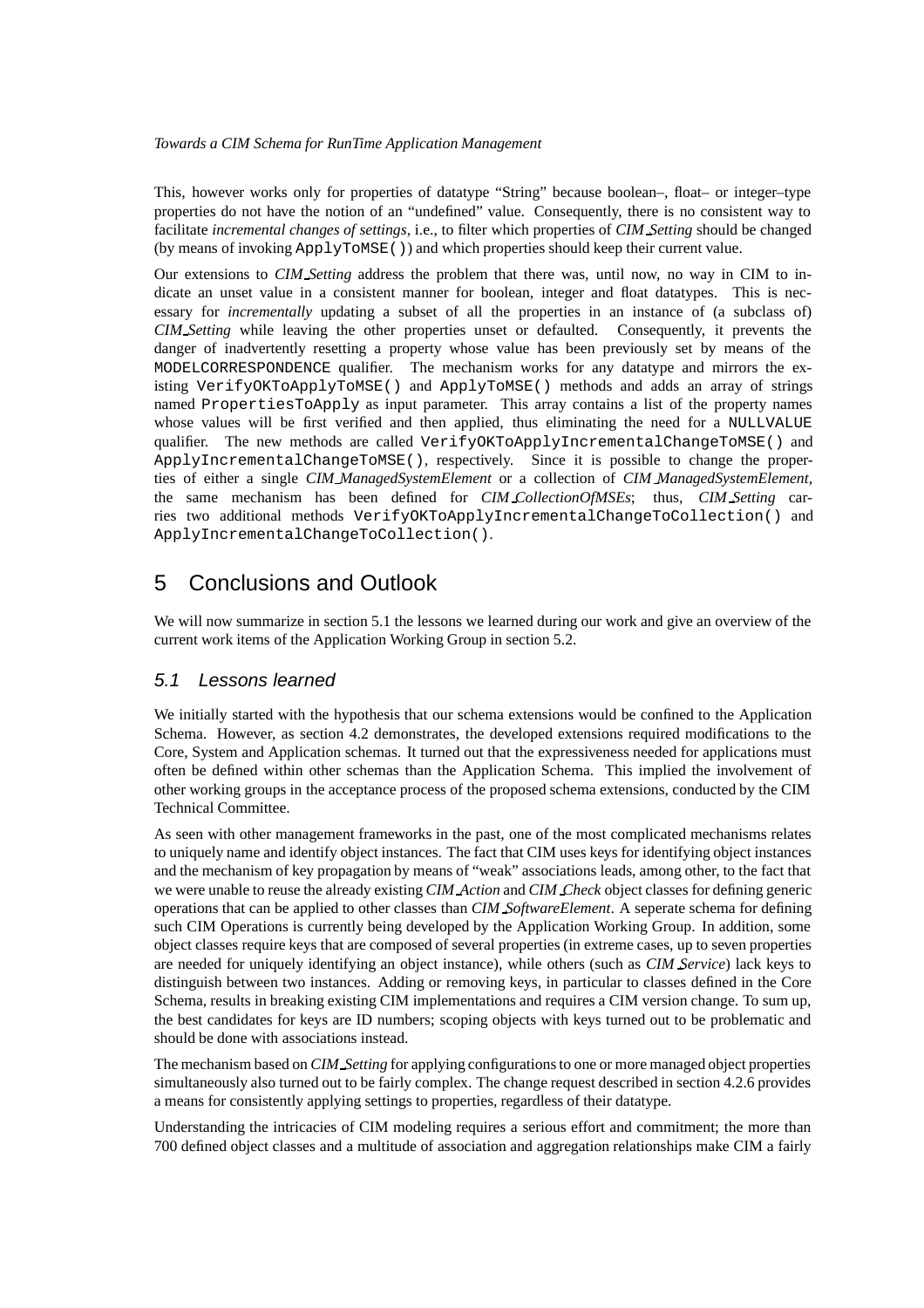This, however works only for properties of datatype "String" because boolean–, float– or integer–type properties do not have the notion of an "undefined" value. Consequently, there is no consistent way to facilitate *incremental changes of settings*, i.e., to filter which properties of *CIM_Setting* should be changed (by means of invoking `ApplyToMSE()`) and which properties should keep their current value.

Our extensions to *CIM_Setting* address the problem that there was, until now, no way in CIM to indicate an unset value in a consistent manner for boolean, integer and float datatypes. This is necessary for *incrementally* updating a subset of all the properties in an instance of (a subclass of) *CIM_Setting* while leaving the other properties unset or defaulted. Consequently, it prevents the danger of inadvertently resetting a property whose value has been previously set by means of the `MODELCORRESPONDENCE` qualifier. The mechanism works for any datatype and mirrors the existing `VerifyOKToApplyToMSE()` and `ApplyToMSE()` methods and adds an array of strings named `PropertiesToApply` as input parameter. This array contains a list of the property names whose values will be first verified and then applied, thus eliminating the need for a `NULLVALUE` qualifier. The new methods are called `VerifyOKToApplyIncrementalChangeToMSE()` and `ApplyIncrementalChangeToMSE()`, respectively. Since it is possible to change the properties of either a single *CIM_ManagedSystemElement* or a collection of *CIM_ManagedSystemElement*, the same mechanism has been defined for *CIM_CollectionOfMSEs*; thus, *CIM_Setting* carries two additional methods `VerifyOKToApplyIncrementalChangeToCollection()` and `ApplyIncrementalChangeToCollection()`.

# 5 Conclusions and Outlook

We will now summarize in section 5.1 the lessons we learned during our work and give an overview of the current work items of the Application Working Group in section 5.2.

## 5.1 Lessons learned

We initially started with the hypothesis that our schema extensions would be confined to the Application Schema. However, as section 4.2 demonstrates, the developed extensions required modifications to the Core, System and Application schemas. It turned out that the expressiveness needed for applications must often be defined within other schemas than the Application Schema. This implied the involvement of other working groups in the acceptance process of the proposed schema extensions, conducted by the CIM Technical Committee.

As seen with other management frameworks in the past, one of the most complicated mechanisms relates to uniquely name and identify object instances. The fact that CIM uses keys for identifying object instances and the mechanism of key propagation by means of "weak" associations leads, among other, to the fact that we were unable to reuse the already existing *CIM_Action* and *CIM_Check* object classes for defining generic operations that can be applied to other classes than *CIM_SoftwareElement*. A seperate schema for defining such CIM Operations is currently being developed by the Application Working Group. In addition, some object classes require keys that are composed of several properties (in extreme cases, up to seven properties are needed for uniquely identifying an object instance), while others (such as *CIM_Service*) lack keys to distinguish between two instances. Adding or removing keys, in particular to classes defined in the Core Schema, results in breaking existing CIM implementations and requires a CIM version change. To sum up, the best candidates for keys are ID numbers; scoping objects with keys turned out to be problematic and should be done with associations instead.

The mechanism based on *CIM_Setting* for applying configurations to one or more managed object properties simultaneously also turned out to be fairly complex. The change request described in section 4.2.6 provides a means for consistently applying settings to properties, regardless of their datatype.

Understanding the intricacies of CIM modeling requires a serious effort and commitment; the more than 700 defined object classes and a multitude of association and aggregation relationships make CIM a fairly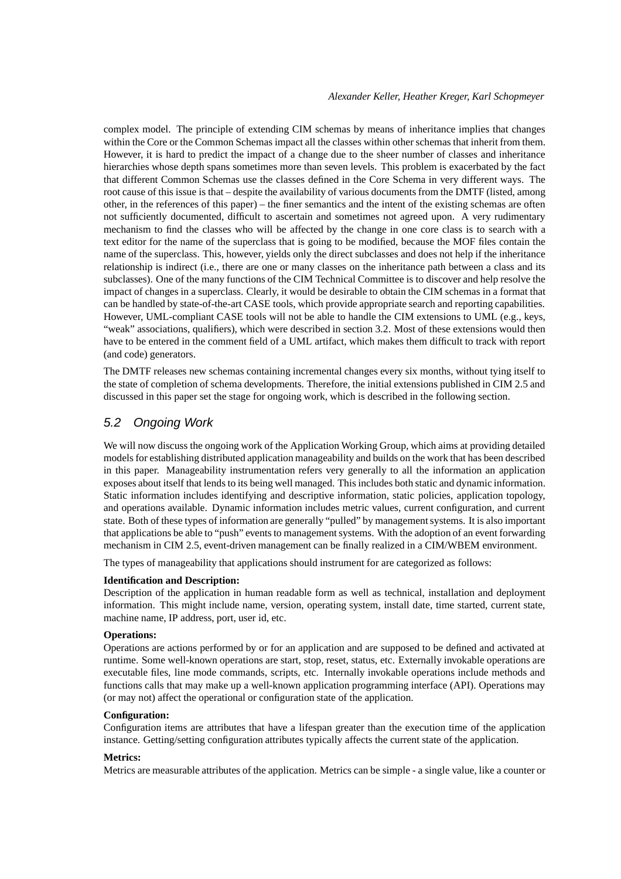complex model. The principle of extending CIM schemas by means of inheritance implies that changes within the Core or the Common Schemas impact all the classes within other schemas that inherit from them. However, it is hard to predict the impact of a change due to the sheer number of classes and inheritance hierarchies whose depth spans sometimes more than seven levels. This problem is exacerbated by the fact that different Common Schemas use the classes defined in the Core Schema in very different ways. The root cause of this issue is that – despite the availability of various documents from the DMTF (listed, among other, in the references of this paper) – the finer semantics and the intent of the existing schemas are often not sufficiently documented, difficult to ascertain and sometimes not agreed upon. A very rudimentary mechanism to find the classes who will be affected by the change in one core class is to search with a text editor for the name of the superclass that is going to be modified, because the MOF files contain the name of the superclass. This, however, yields only the direct subclasses and does not help if the inheritance relationship is indirect (i.e., there are one or many classes on the inheritance path between a class and its subclasses). One of the many functions of the CIM Technical Committee is to discover and help resolve the impact of changes in a superclass. Clearly, it would be desirable to obtain the CIM schemas in a format that can be handled by state-of-the-art CASE tools, which provide appropriate search and reporting capabilities. However, UML-compliant CASE tools will not be able to handle the CIM extensions to UML (e.g., keys, "weak" associations, qualifiers), which were described in section 3.2. Most of these extensions would then have to be entered in the comment field of a UML artifact, which makes them difficult to track with report (and code) generators.

The DMTF releases new schemas containing incremental changes every six months, without tying itself to the state of completion of schema developments. Therefore, the initial extensions published in CIM 2.5 and discussed in this paper set the stage for ongoing work, which is described in the following section.

## 5.2 Ongoing Work

We will now discuss the ongoing work of the Application Working Group, which aims at providing detailed models for establishing distributed application manageability and builds on the work that has been described in this paper. Manageability instrumentation refers very generally to all the information an application exposes about itself that lends to its being well managed. This includes both static and dynamic information. Static information includes identifying and descriptive information, static policies, application topology, and operations available. Dynamic information includes metric values, current configuration, and current state. Both of these types of information are generally "pulled" by management systems. It is also important that applications be able to "push" events to management systems. With the adoption of an event forwarding mechanism in CIM 2.5, event-driven management can be finally realized in a CIM/WBEM environment.

The types of manageability that applications should instrument for are categorized as follows:

**Identification and Description:**
Description of the application in human readable form as well as technical, installation and deployment information. This might include name, version, operating system, install date, time started, current state, machine name, IP address, port, user id, etc.

**Operations:**
Operations are actions performed by or for an application and are supposed to be defined and activated at runtime. Some well-known operations are start, stop, reset, status, etc. Externally invokable operations are executable files, line mode commands, scripts, etc. Internally invokable operations include methods and functions calls that may make up a well-known application programming interface (API). Operations may (or may not) affect the operational or configuration state of the application.

**Configuration:**
Configuration items are attributes that have a lifespan greater than the execution time of the application instance. Getting/setting configuration attributes typically affects the current state of the application.

**Metrics:**
Metrics are measurable attributes of the application. Metrics can be simple - a single value, like a counter or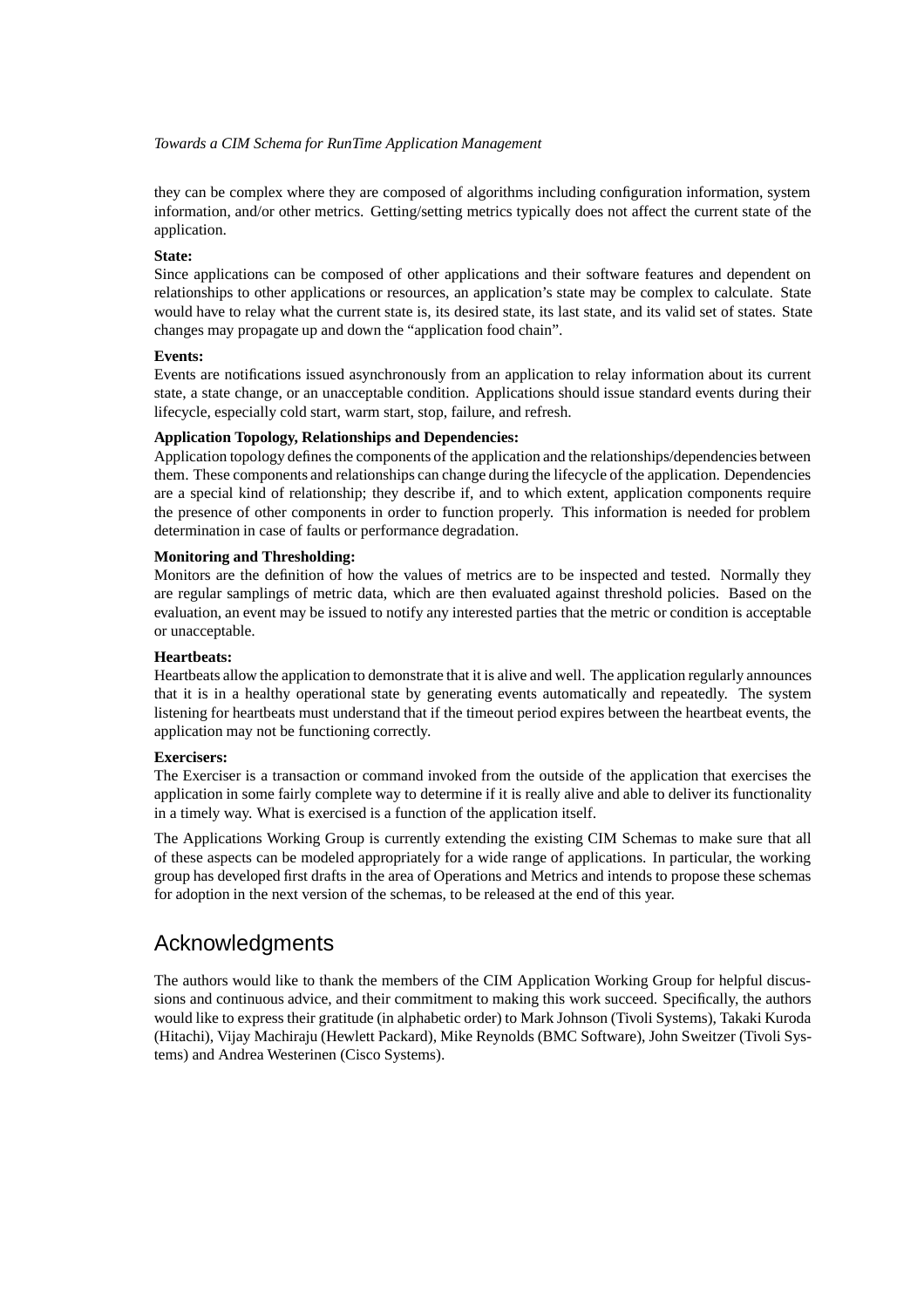they can be complex where they are composed of algorithms including configuration information, system information, and/or other metrics. Getting/setting metrics typically does not affect the current state of the application.

**State:**
Since applications can be composed of other applications and their software features and dependent on relationships to other applications or resources, an application's state may be complex to calculate. State would have to relay what the current state is, its desired state, its last state, and its valid set of states. State changes may propagate up and down the "application food chain".

**Events:**
Events are notifications issued asynchronously from an application to relay information about its current state, a state change, or an unacceptable condition. Applications should issue standard events during their lifecycle, especially cold start, warm start, stop, failure, and refresh.

**Application Topology, Relationships and Dependencies:**
Application topology defines the components of the application and the relationships/dependencies between them. These components and relationships can change during the lifecycle of the application. Dependencies are a special kind of relationship; they describe if, and to which extent, application components require the presence of other components in order to function properly. This information is needed for problem determination in case of faults or performance degradation.

**Monitoring and Thresholding:**
Monitors are the definition of how the values of metrics are to be inspected and tested. Normally they are regular samplings of metric data, which are then evaluated against threshold policies. Based on the evaluation, an event may be issued to notify any interested parties that the metric or condition is acceptable or unacceptable.

**Heartbeats:**
Heartbeats allow the application to demonstrate that it is alive and well. The application regularly announces that it is in a healthy operational state by generating events automatically and repeatedly. The system listening for heartbeats must understand that if the timeout period expires between the heartbeat events, the application may not be functioning correctly.

**Exercisers:**
The Exerciser is a transaction or command invoked from the outside of the application that exercises the application in some fairly complete way to determine if it is really alive and able to deliver its functionality in a timely way. What is exercised is a function of the application itself.

The Applications Working Group is currently extending the existing CIM Schemas to make sure that all of these aspects can be modeled appropriately for a wide range of applications. In particular, the working group has developed first drafts in the area of Operations and Metrics and intends to propose these schemas for adoption in the next version of the schemas, to be released at the end of this year.

## Acknowledgments

The authors would like to thank the members of the CIM Application Working Group for helpful discussions and continuous advice, and their commitment to making this work succeed. Specifically, the authors would like to express their gratitude (in alphabetic order) to Mark Johnson (Tivoli Systems), Takaki Kuroda (Hitachi), Vijay Machiraju (Hewlett Packard), Mike Reynolds (BMC Software), John Sweitzer (Tivoli Systems) and Andrea Westerinen (Cisco Systems).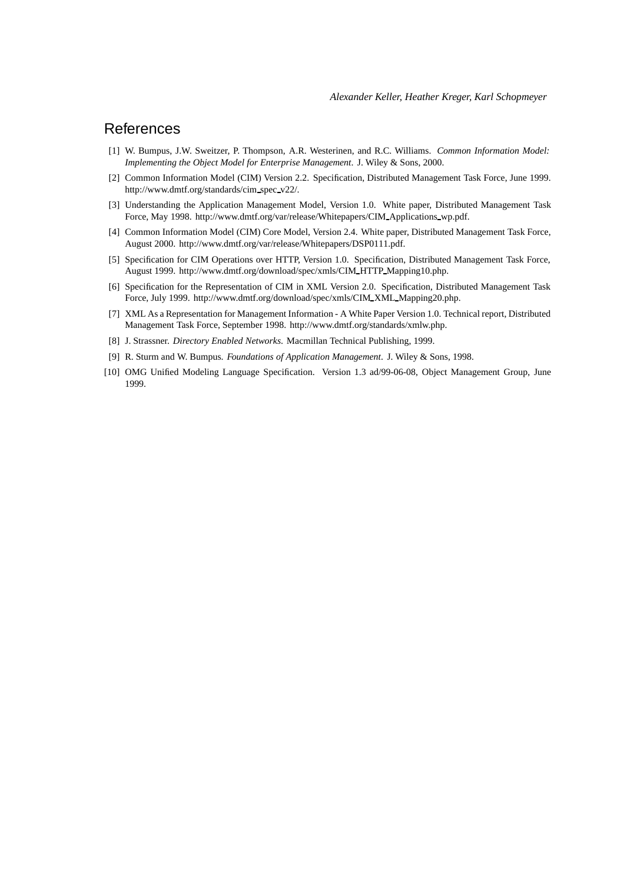## References

[1] W. Bumpus, J.W. Sweitzer, P. Thompson, A.R. Westerinen, and R.C. Williams. *Common Information Model: Implementing the Object Model for Enterprise Management*. J. Wiley & Sons, 2000.

[2] Common Information Model (CIM) Version 2.2. Specification, Distributed Management Task Force, June 1999. http://www.dmtf.org/standards/cim_spec_v22/.

[3] Understanding the Application Management Model, Version 1.0. White paper, Distributed Management Task Force, May 1998. http://www.dmtf.org/var/release/Whitepapers/CIM_Applications_wp.pdf.

[4] Common Information Model (CIM) Core Model, Version 2.4. White paper, Distributed Management Task Force, August 2000. http://www.dmtf.org/var/release/Whitepapers/DSP0111.pdf.

[5] Specification for CIM Operations over HTTP, Version 1.0. Specification, Distributed Management Task Force, August 1999. http://www.dmtf.org/download/spec/xmls/CIM_HTTP_Mapping10.php.

[6] Specification for the Representation of CIM in XML Version 2.0. Specification, Distributed Management Task Force, July 1999. http://www.dmtf.org/download/spec/xmls/CIM_XML_Mapping20.php.

[7] XML As a Representation for Management Information - A White Paper Version 1.0. Technical report, Distributed Management Task Force, September 1998. http://www.dmtf.org/standards/xmlw.php.

[8] J. Strassner. *Directory Enabled Networks*. Macmillan Technical Publishing, 1999.

[9] R. Sturm and W. Bumpus. *Foundations of Application Management*. J. Wiley & Sons, 1998.

[10] OMG Unified Modeling Language Specification. Version 1.3 ad/99-06-08, Object Management Group, June 1999.